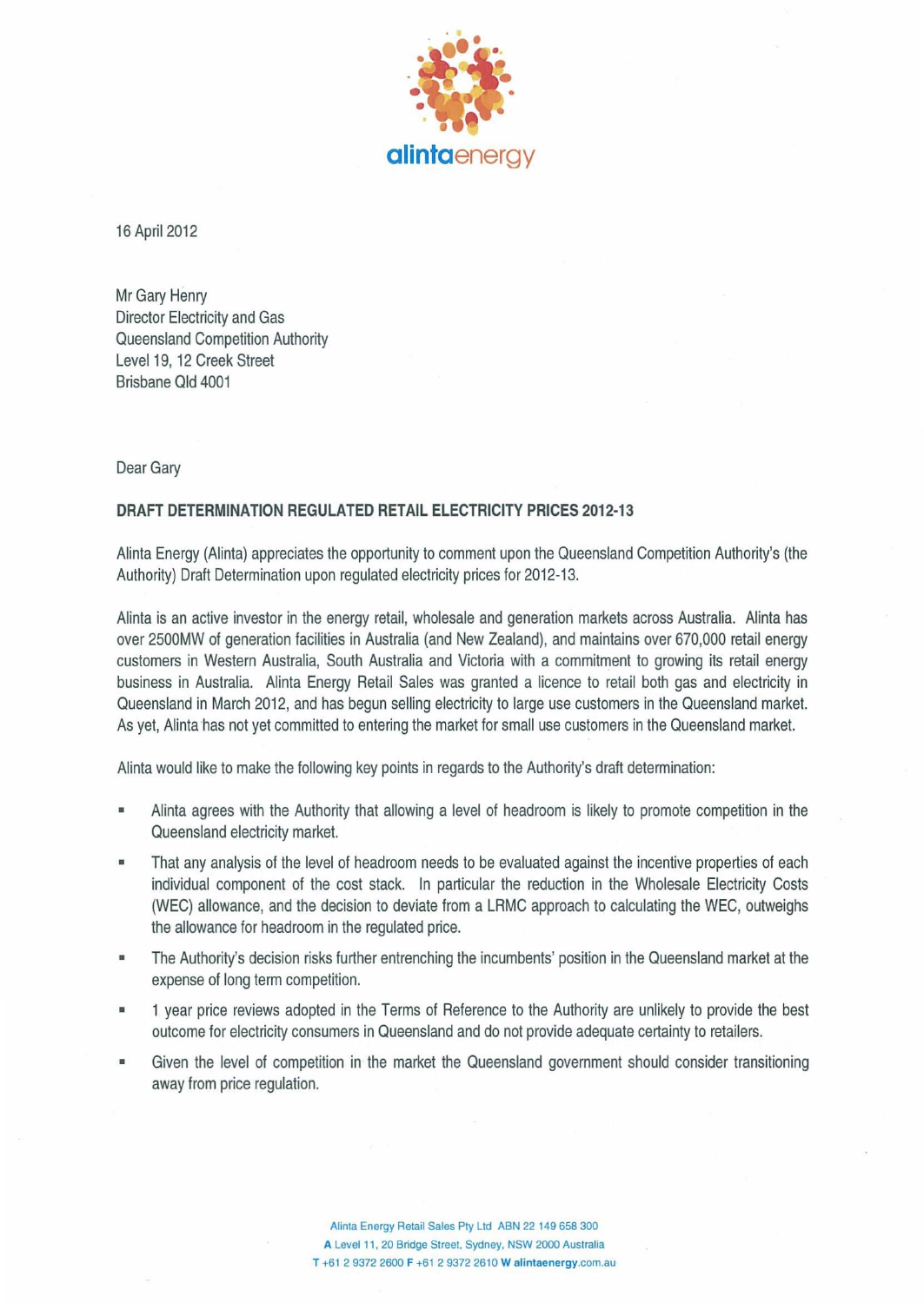16 April 2012

Mr Gary Henry
Director Electricity and Gas
Queensland Competition Authority
Level 19, 12 Creek Street
Brisbane Qld 4001

Dear Gary

**DRAFT DETERMINATION REGULATED RETAIL ELECTRICITY PRICES 2012-13**

Alinta Energy (Alinta) appreciates the opportunity to comment upon the Queensland Competition Authority's (the Authority) Draft Determination upon regulated electricity prices for 2012-13.

Alinta is an active investor in the energy retail, wholesale and generation markets across Australia. Alinta has over 2500MW of generation facilities in Australia (and New Zealand), and maintains over 670,000 retail energy customers in Western Australia, South Australia and Victoria with a commitment to growing its retail energy business in Australia. Alinta Energy Retail Sales was granted a licence to retail both gas and electricity in Queensland in March 2012, and has begun selling electricity to large use customers in the Queensland market. As yet, Alinta has not yet committed to entering the market for small use customers in the Queensland market.

Alinta would like to make the following key points in regards to the Authority's draft determination:

- Alinta agrees with the Authority that allowing a level of headroom is likely to promote competition in the Queensland electricity market.
- That any analysis of the level of headroom needs to be evaluated against the incentive properties of each individual component of the cost stack. In particular the reduction in the Wholesale Electricity Costs (WEC) allowance, and the decision to deviate from a LRMC approach to calculating the WEC, outweighs the allowance for headroom in the regulated price.
- The Authority's decision risks further entrenching the incumbents' position in the Queensland market at the expense of long term competition.
- 1 year price reviews adopted in the Terms of Reference to the Authority are unlikely to provide the best outcome for electricity consumers in Queensland and do not provide adequate certainty to retailers.
- Given the level of competition in the market the Queensland government should consider transitioning away from price regulation.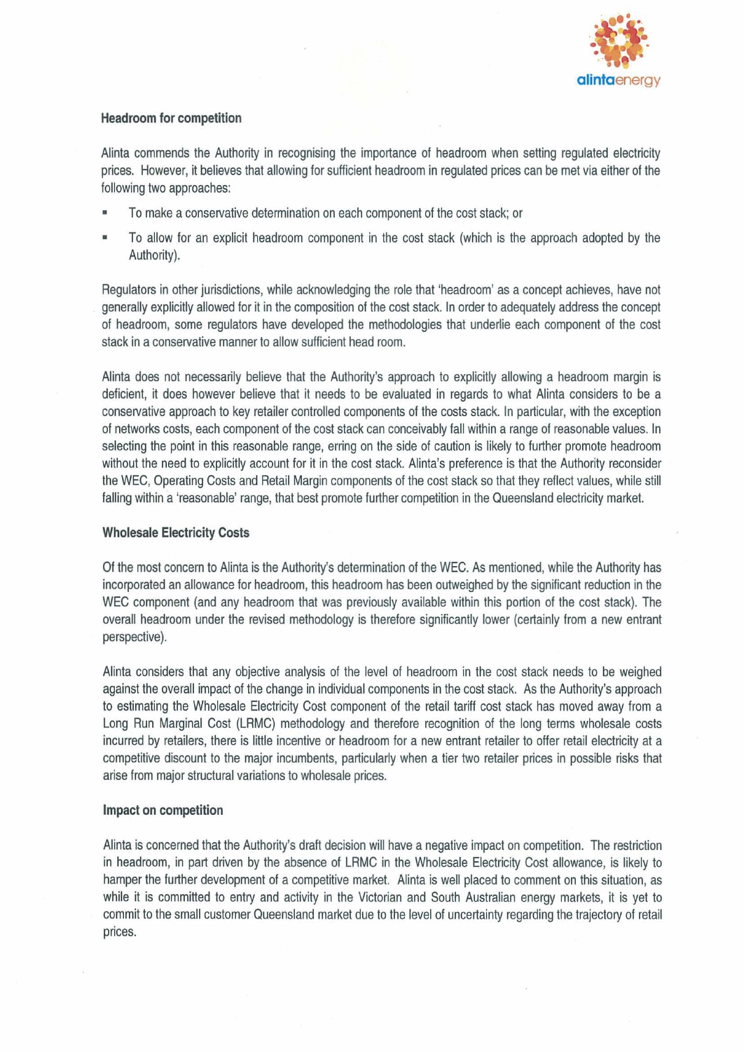### Headroom for competition

Alinta commends the Authority in recognising the importance of headroom when setting regulated electricity prices. However, it believes that allowing for sufficient headroom in regulated prices can be met via either of the following two approaches:

- To make a conservative determination on each component of the cost stack; or
- To allow for an explicit headroom component in the cost stack (which is the approach adopted by the Authority).

Regulators in other jurisdictions, while acknowledging the role that 'headroom' as a concept achieves, have not generally explicitly allowed for it in the composition of the cost stack. In order to adequately address the concept of headroom, some regulators have developed the methodologies that underlie each component of the cost stack in a conservative manner to allow sufficient head room.

Alinta does not necessarily believe that the Authority's approach to explicitly allowing a headroom margin is deficient, it does however believe that it needs to be evaluated in regards to what Alinta considers to be a conservative approach to key retailer controlled components of the costs stack. In particular, with the exception of networks costs, each component of the cost stack can conceivably fall within a range of reasonable values. In selecting the point in this reasonable range, erring on the side of caution is likely to further promote headroom without the need to explicitly account for it in the cost stack. Alinta's preference is that the Authority reconsider the WEC, Operating Costs and Retail Margin components of the cost stack so that they reflect values, while still falling within a 'reasonable' range, that best promote further competition in the Queensland electricity market.

### Wholesale Electricity Costs

Of the most concern to Alinta is the Authority's determination of the WEC. As mentioned, while the Authority has incorporated an allowance for headroom, this headroom has been outweighed by the significant reduction in the WEC component (and any headroom that was previously available within this portion of the cost stack). The overall headroom under the revised methodology is therefore significantly lower (certainly from a new entrant perspective).

Alinta considers that any objective analysis of the level of headroom in the cost stack needs to be weighed against the overall impact of the change in individual components in the cost stack. As the Authority's approach to estimating the Wholesale Electricity Cost component of the retail tariff cost stack has moved away from a Long Run Marginal Cost (LRMC) methodology and therefore recognition of the long terms wholesale costs incurred by retailers, there is little incentive or headroom for a new entrant retailer to offer retail electricity at a competitive discount to the major incumbents, particularly when a tier two retailer prices in possible risks that arise from major structural variations to wholesale prices.

### Impact on competition

Alinta is concerned that the Authority's draft decision will have a negative impact on competition. The restriction in headroom, in part driven by the absence of LRMC in the Wholesale Electricity Cost allowance, is likely to hamper the further development of a competitive market. Alinta is well placed to comment on this situation, as while it is committed to entry and activity in the Victorian and South Australian energy markets, it is yet to commit to the small customer Queensland market due to the level of uncertainty regarding the trajectory of retail prices.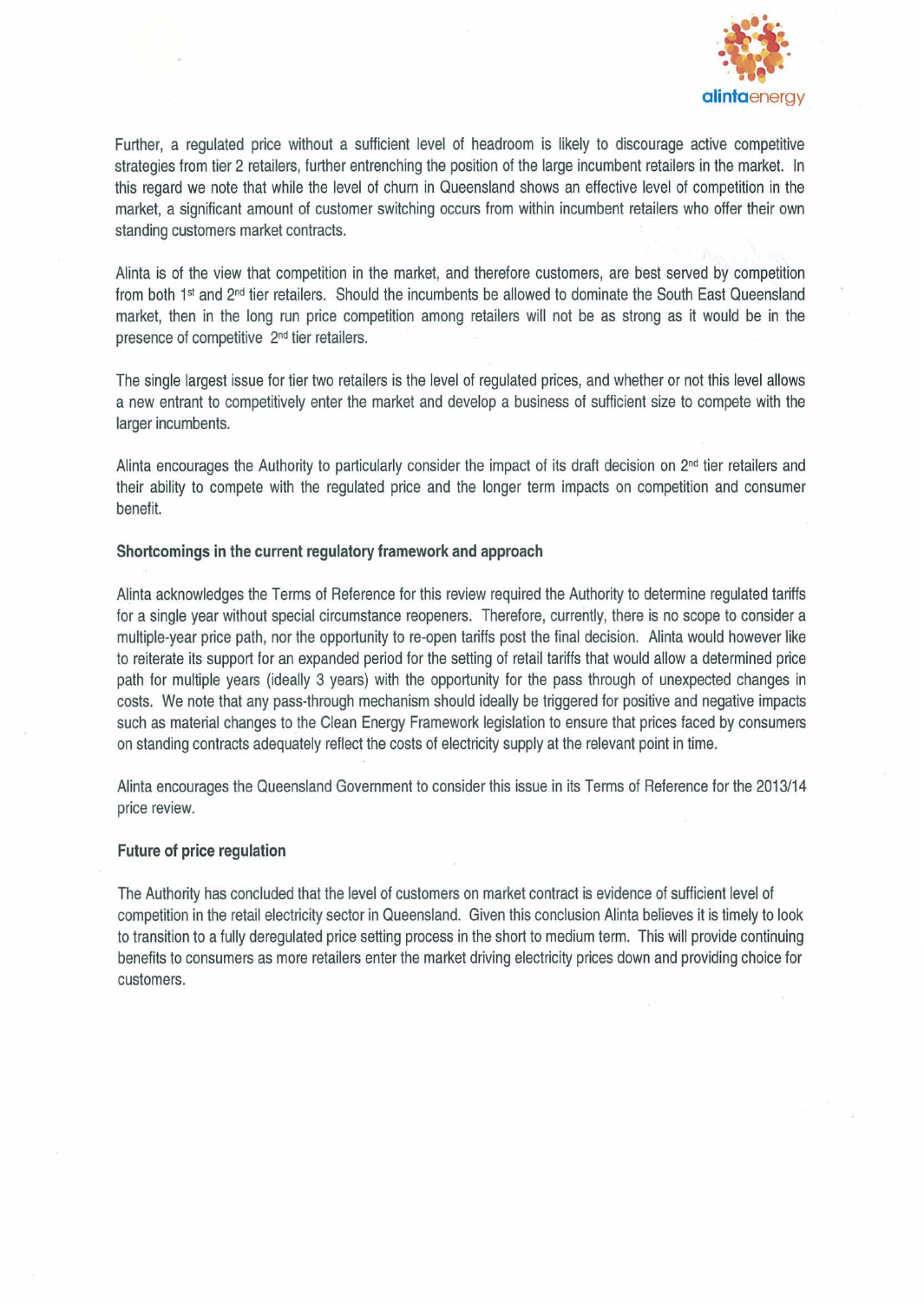Further, a regulated price without a sufficient level of headroom is likely to discourage active competitive strategies from tier 2 retailers, further entrenching the position of the large incumbent retailers in the market. In this regard we note that while the level of churn in Queensland shows an effective level of competition in the market, a significant amount of customer switching occurs from within incumbent retailers who offer their own standing customers market contracts.

Alinta is of the view that competition in the market, and therefore customers, are best served by competition from both 1st and 2nd tier retailers. Should the incumbents be allowed to dominate the South East Queensland market, then in the long run price competition among retailers will not be as strong as it would be in the presence of competitive 2nd tier retailers.

The single largest issue for tier two retailers is the level of regulated prices, and whether or not this level allows a new entrant to competitively enter the market and develop a business of sufficient size to compete with the larger incumbents.

Alinta encourages the Authority to particularly consider the impact of its draft decision on 2nd tier retailers and their ability to compete with the regulated price and the longer term impacts on competition and consumer benefit.

**Shortcomings in the current regulatory framework and approach**

Alinta acknowledges the Terms of Reference for this review required the Authority to determine regulated tariffs for a single year without special circumstance reopeners. Therefore, currently, there is no scope to consider a multiple-year price path, nor the opportunity to re-open tariffs post the final decision. Alinta would however like to reiterate its support for an expanded period for the setting of retail tariffs that would allow a determined price path for multiple years (ideally 3 years) with the opportunity for the pass through of unexpected changes in costs. We note that any pass-through mechanism should ideally be triggered for positive and negative impacts such as material changes to the Clean Energy Framework legislation to ensure that prices faced by consumers on standing contracts adequately reflect the costs of electricity supply at the relevant point in time.

Alinta encourages the Queensland Government to consider this issue in its Terms of Reference for the 2013/14 price review.

**Future of price regulation**

The Authority has concluded that the level of customers on market contract is evidence of sufficient level of competition in the retail electricity sector in Queensland. Given this conclusion Alinta believes it is timely to look to transition to a fully deregulated price setting process in the short to medium term. This will provide continuing benefits to consumers as more retailers enter the market driving electricity prices down and providing choice for customers.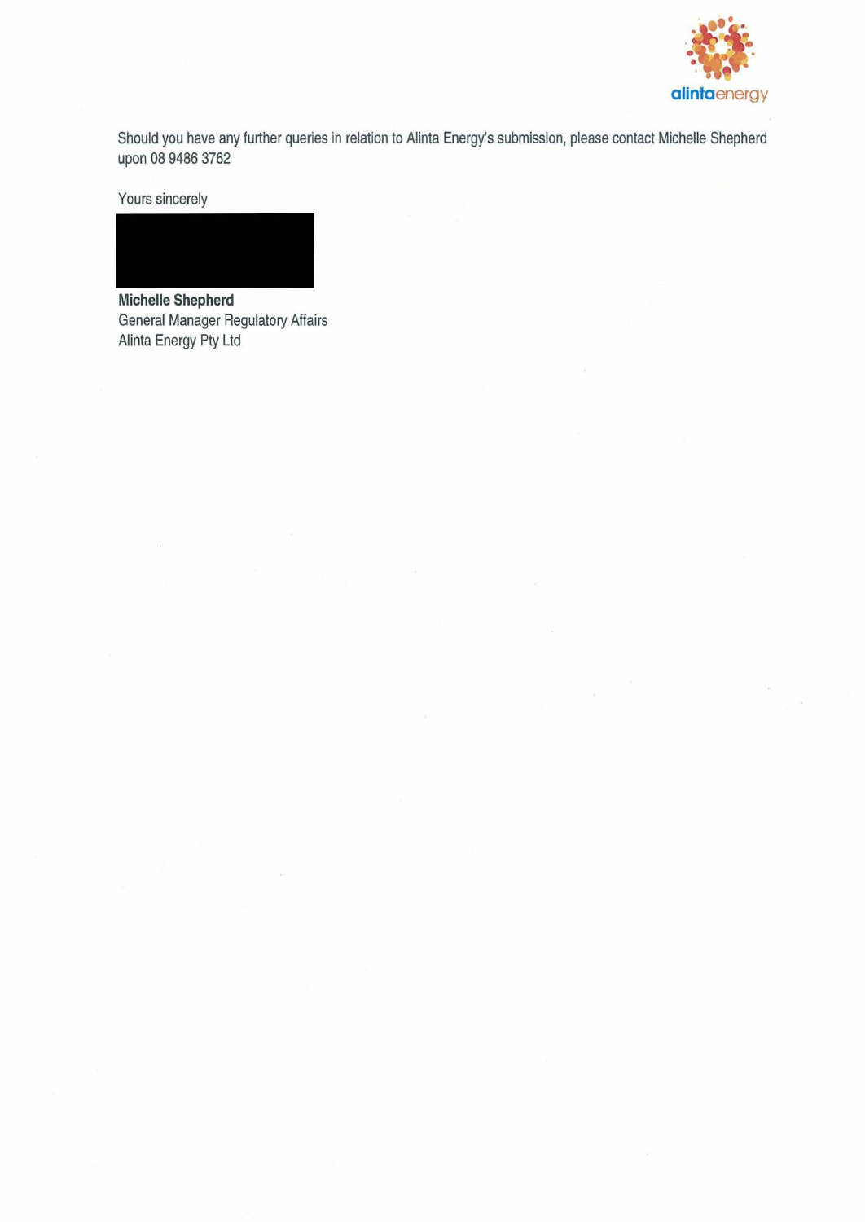Should you have any further queries in relation to Alinta Energy's submission, please contact Michelle Shepherd upon 08 9486 3762

Yours sincerely

**Michelle Shepherd**
General Manager Regulatory Affairs
Alinta Energy Pty Ltd